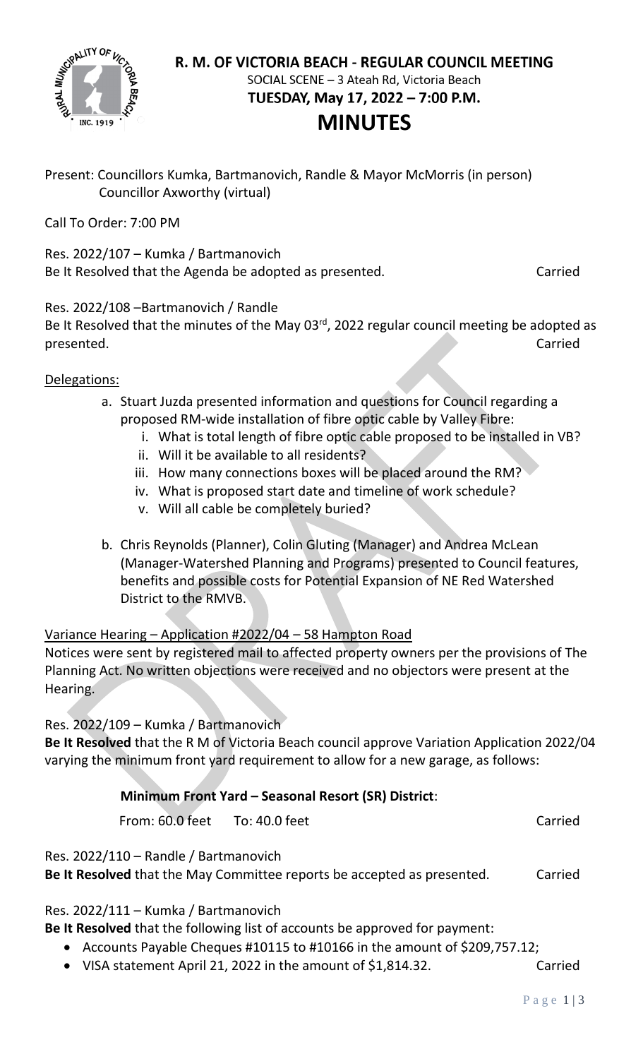# R. M. OF VICTORIA BEACH - REGULAR COUNCIL MEETING

SOCIAL SCENE – 3 Ateah Rd, Victoria Beach

**TUESDAY, May 17, 2022 – 7:00 P.M.**

# MINUTES

Present: Councillors Kumka, Bartmanovich, Randle & Mayor McMorris (in person)
Councillor Axworthy (virtual)

Call To Order: 7:00 PM

Res. 2022/107 – Kumka / Bartmanovich
Be It Resolved that the Agenda be adopted as presented. Carried

Res. 2022/108 –Bartmanovich / Randle
Be It Resolved that the minutes of the May 03rd, 2022 regular council meeting be adopted as presented. Carried

Delegations:

a. Stuart Juzda presented information and questions for Council regarding a proposed RM-wide installation of fibre optic cable by Valley Fibre:
   i. What is total length of fibre optic cable proposed to be installed in VB?
   ii. Will it be available to all residents?
   iii. How many connections boxes will be placed around the RM?
   iv. What is proposed start date and timeline of work schedule?
   v. Will all cable be completely buried?

b. Chris Reynolds (Planner), Colin Gluting (Manager) and Andrea McLean (Manager-Watershed Planning and Programs) presented to Council features, benefits and possible costs for Potential Expansion of NE Red Watershed District to the RMVB.

Variance Hearing – Application #2022/04 – 58 Hampton Road

Notices were sent by registered mail to affected property owners per the provisions of The Planning Act. No written objections were received and no objectors were present at the Hearing.

Res. 2022/109 – Kumka / Bartmanovich
**Be It Resolved** that the R M of Victoria Beach council approve Variation Application 2022/04 varying the minimum front yard requirement to allow for a new garage, as follows:

**Minimum Front Yard – Seasonal Resort (SR) District**:

From: 60.0 feet To: 40.0 feet Carried

Res. 2022/110 – Randle / Bartmanovich
**Be It Resolved** that the May Committee reports be accepted as presented. Carried

Res. 2022/111 – Kumka / Bartmanovich
**Be It Resolved** that the following list of accounts be approved for payment:

- Accounts Payable Cheques #10115 to #10166 in the amount of $209,757.12;
- VISA statement April 21, 2022 in the amount of $1,814.32. Carried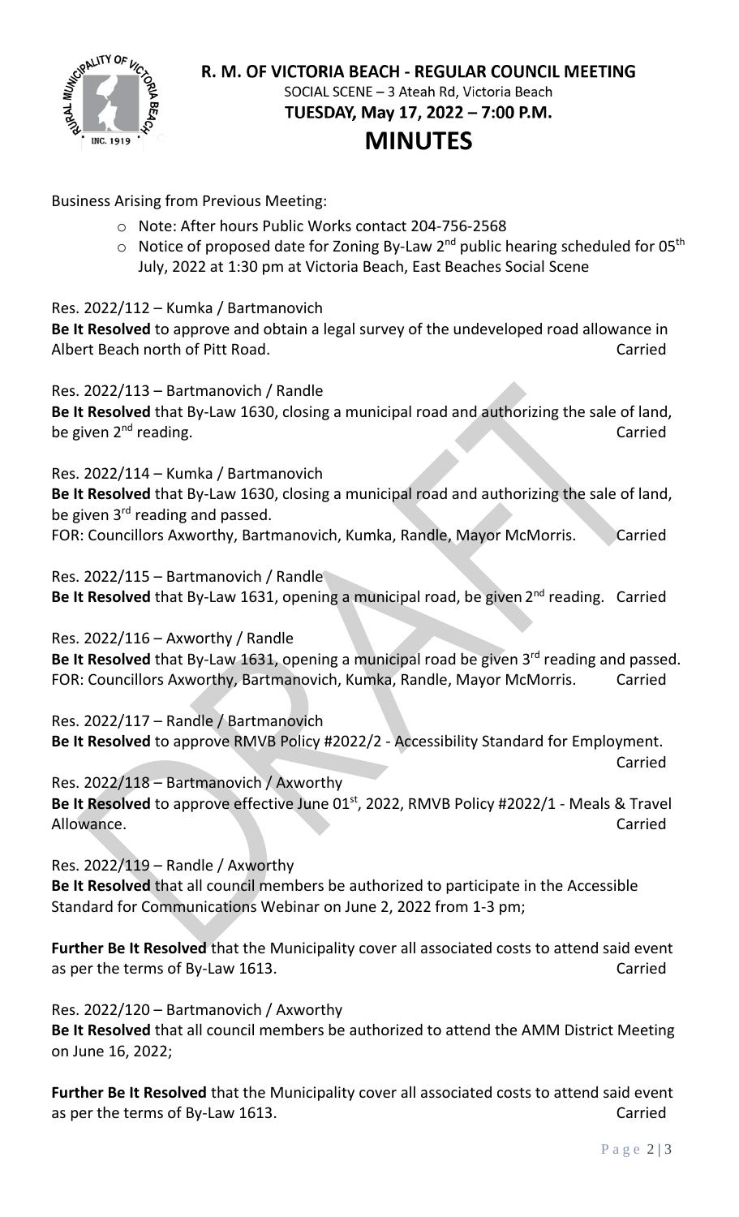**R. M. OF VICTORIA BEACH - REGULAR COUNCIL MEETING**
SOCIAL SCENE – 3 Ateah Rd, Victoria Beach
**TUESDAY, May 17, 2022 – 7:00 P.M.**

# MINUTES

Business Arising from Previous Meeting:

- Note: After hours Public Works contact 204-756-2568
- Notice of proposed date for Zoning By-Law 2nd public hearing scheduled for 05th July, 2022 at 1:30 pm at Victoria Beach, East Beaches Social Scene

Res. 2022/112 – Kumka / Bartmanovich
**Be It Resolved** to approve and obtain a legal survey of the undeveloped road allowance in Albert Beach north of Pitt Road. Carried

Res. 2022/113 – Bartmanovich / Randle
**Be It Resolved** that By-Law 1630, closing a municipal road and authorizing the sale of land, be given 2nd reading. Carried

Res. 2022/114 – Kumka / Bartmanovich
**Be It Resolved** that By-Law 1630, closing a municipal road and authorizing the sale of land, be given 3rd reading and passed.
FOR: Councillors Axworthy, Bartmanovich, Kumka, Randle, Mayor McMorris. Carried

Res. 2022/115 – Bartmanovich / Randle
**Be It Resolved** that By-Law 1631, opening a municipal road, be given 2nd reading. Carried

Res. 2022/116 – Axworthy / Randle
**Be It Resolved** that By-Law 1631, opening a municipal road be given 3rd reading and passed.
FOR: Councillors Axworthy, Bartmanovich, Kumka, Randle, Mayor McMorris. Carried

Res. 2022/117 – Randle / Bartmanovich
**Be It Resolved** to approve RMVB Policy #2022/2 - Accessibility Standard for Employment. Carried

Res. 2022/118 – Bartmanovich / Axworthy
**Be It Resolved** to approve effective June 01st, 2022, RMVB Policy #2022/1 - Meals & Travel Allowance. Carried

Res. 2022/119 – Randle / Axworthy
**Be It Resolved** that all council members be authorized to participate in the Accessible Standard for Communications Webinar on June 2, 2022 from 1-3 pm;

**Further Be It Resolved** that the Municipality cover all associated costs to attend said event as per the terms of By-Law 1613. Carried

Res. 2022/120 – Bartmanovich / Axworthy
**Be It Resolved** that all council members be authorized to attend the AMM District Meeting on June 16, 2022;

**Further Be It Resolved** that the Municipality cover all associated costs to attend said event as per the terms of By-Law 1613. Carried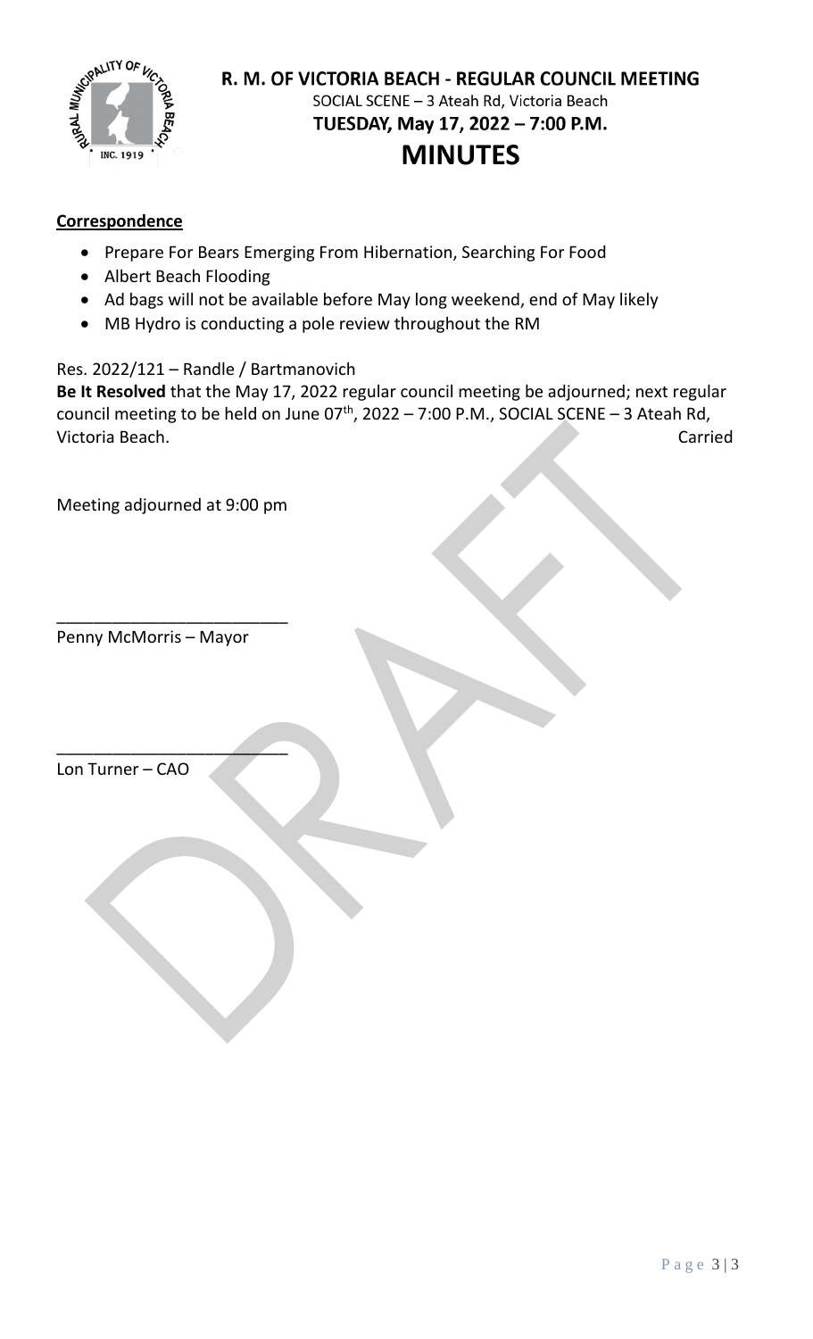**R. M. OF VICTORIA BEACH - REGULAR COUNCIL MEETING**
SOCIAL SCENE – 3 Ateah Rd, Victoria Beach
**TUESDAY, May 17, 2022 – 7:00 P.M.**

# MINUTES

**Correspondence**

- Prepare For Bears Emerging From Hibernation, Searching For Food
- Albert Beach Flooding
- Ad bags will not be available before May long weekend, end of May likely
- MB Hydro is conducting a pole review throughout the RM

Res. 2022/121 – Randle / Bartmanovich
**Be It Resolved** that the May 17, 2022 regular council meeting be adjourned; next regular council meeting to be held on June 07th, 2022 – 7:00 P.M., SOCIAL SCENE – 3 Ateah Rd, Victoria Beach. Carried

Meeting adjourned at 9:00 pm

\_\_\_\_\_\_\_\_\_\_\_\_\_\_\_\_\_\_\_\_\_\_\_\_\_\_
Penny McMorris – Mayor

\_\_\_\_\_\_\_\_\_\_\_\_\_\_\_\_\_\_\_\_\_\_\_\_\_\_
Lon Turner – CAO

DRAFT